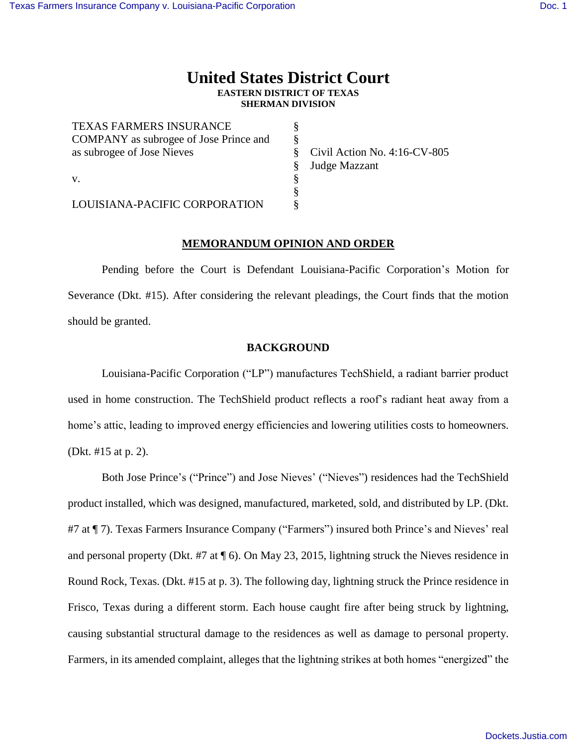# United States District Court

**EASTERN DISTRICT OF TEXAS**
**SHERMAN DIVISION**

| | | |
|---|---|---|
| TEXAS FARMERS INSURANCE COMPANY as subrogee of Jose Prince and as subrogee of Jose Nieves | § | Civil Action No. 4:16-CV-805 |
| | § | Judge Mazzant |
| v. | § | |
| | § | |
| LOUISIANA-PACIFIC CORPORATION | § | |

**MEMORANDUM OPINION AND ORDER**

Pending before the Court is Defendant Louisiana-Pacific Corporation's Motion for Severance (Dkt. #15). After considering the relevant pleadings, the Court finds that the motion should be granted.

**BACKGROUND**

Louisiana-Pacific Corporation ("LP") manufactures TechShield, a radiant barrier product used in home construction. The TechShield product reflects a roof's radiant heat away from a home's attic, leading to improved energy efficiencies and lowering utilities costs to homeowners. (Dkt. #15 at p. 2).

Both Jose Prince's ("Prince") and Jose Nieves' ("Nieves") residences had the TechShield product installed, which was designed, manufactured, marketed, sold, and distributed by LP. (Dkt. #7 at ¶ 7). Texas Farmers Insurance Company ("Farmers") insured both Prince's and Nieves' real and personal property (Dkt. #7 at ¶ 6). On May 23, 2015, lightning struck the Nieves residence in Round Rock, Texas. (Dkt. #15 at p. 3). The following day, lightning struck the Prince residence in Frisco, Texas during a different storm. Each house caught fire after being struck by lightning, causing substantial structural damage to the residences as well as damage to personal property. Farmers, in its amended complaint, alleges that the lightning strikes at both homes "energized" the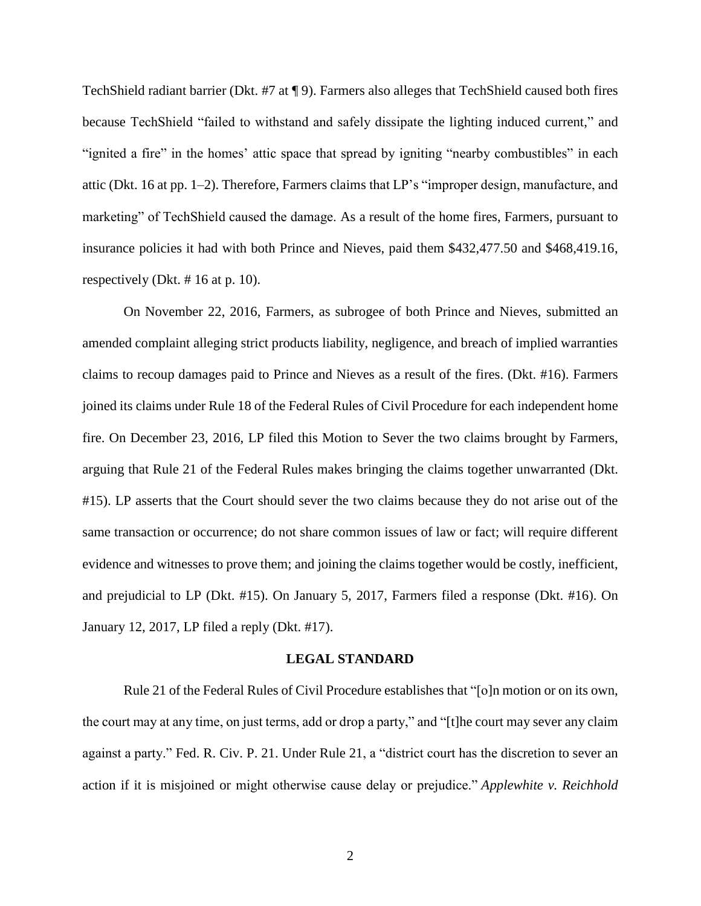TechShield radiant barrier (Dkt. #7 at ¶ 9). Farmers also alleges that TechShield caused both fires because TechShield "failed to withstand and safely dissipate the lighting induced current," and "ignited a fire" in the homes' attic space that spread by igniting "nearby combustibles" in each attic (Dkt. 16 at pp. 1–2). Therefore, Farmers claims that LP's "improper design, manufacture, and marketing" of TechShield caused the damage. As a result of the home fires, Farmers, pursuant to insurance policies it had with both Prince and Nieves, paid them $432,477.50 and $468,419.16, respectively (Dkt. # 16 at p. 10).

On November 22, 2016, Farmers, as subrogee of both Prince and Nieves, submitted an amended complaint alleging strict products liability, negligence, and breach of implied warranties claims to recoup damages paid to Prince and Nieves as a result of the fires. (Dkt. #16). Farmers joined its claims under Rule 18 of the Federal Rules of Civil Procedure for each independent home fire. On December 23, 2016, LP filed this Motion to Sever the two claims brought by Farmers, arguing that Rule 21 of the Federal Rules makes bringing the claims together unwarranted (Dkt. #15). LP asserts that the Court should sever the two claims because they do not arise out of the same transaction or occurrence; do not share common issues of law or fact; will require different evidence and witnesses to prove them; and joining the claims together would be costly, inefficient, and prejudicial to LP (Dkt. #15). On January 5, 2017, Farmers filed a response (Dkt. #16). On January 12, 2017, LP filed a reply (Dkt. #17).

## LEGAL STANDARD

Rule 21 of the Federal Rules of Civil Procedure establishes that "[o]n motion or on its own, the court may at any time, on just terms, add or drop a party," and "[t]he court may sever any claim against a party." Fed. R. Civ. P. 21. Under Rule 21, a "district court has the discretion to sever an action if it is misjoined or might otherwise cause delay or prejudice." *Applewhite v. Reichhold*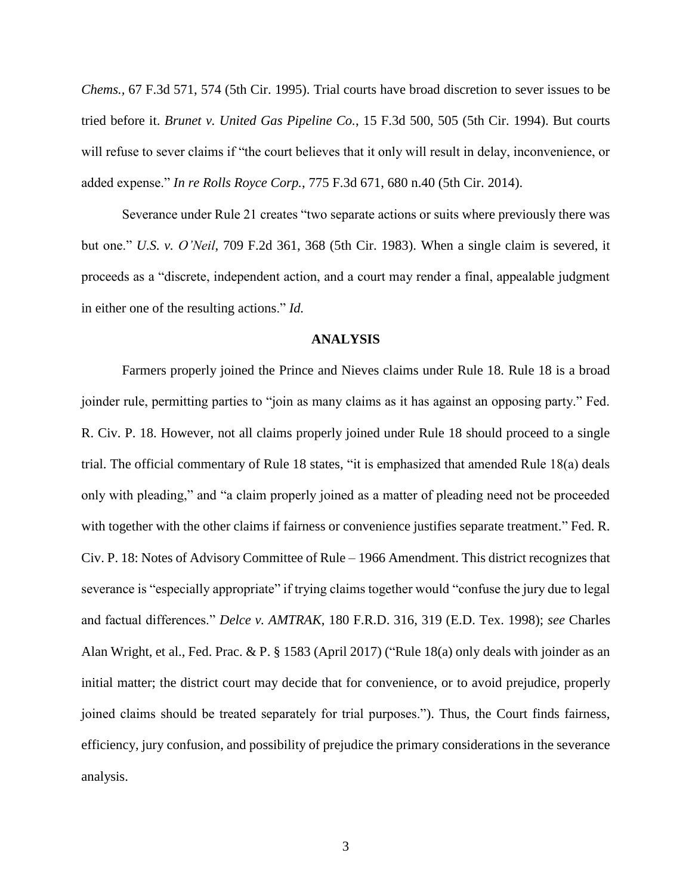*Chems.*, 67 F.3d 571, 574 (5th Cir. 1995). Trial courts have broad discretion to sever issues to be tried before it. *Brunet v. United Gas Pipeline Co.*, 15 F.3d 500, 505 (5th Cir. 1994). But courts will refuse to sever claims if "the court believes that it only will result in delay, inconvenience, or added expense." *In re Rolls Royce Corp.*, 775 F.3d 671, 680 n.40 (5th Cir. 2014).

Severance under Rule 21 creates "two separate actions or suits where previously there was but one." *U.S. v. O'Neil*, 709 F.2d 361, 368 (5th Cir. 1983). When a single claim is severed, it proceeds as a "discrete, independent action, and a court may render a final, appealable judgment in either one of the resulting actions." *Id.*

## ANALYSIS

Farmers properly joined the Prince and Nieves claims under Rule 18. Rule 18 is a broad joinder rule, permitting parties to "join as many claims as it has against an opposing party." Fed. R. Civ. P. 18. However, not all claims properly joined under Rule 18 should proceed to a single trial. The official commentary of Rule 18 states, "it is emphasized that amended Rule 18(a) deals only with pleading," and "a claim properly joined as a matter of pleading need not be proceeded with together with the other claims if fairness or convenience justifies separate treatment." Fed. R. Civ. P. 18: Notes of Advisory Committee of Rule – 1966 Amendment. This district recognizes that severance is "especially appropriate" if trying claims together would "confuse the jury due to legal and factual differences." *Delce v. AMTRAK*, 180 F.R.D. 316, 319 (E.D. Tex. 1998); *see* Charles Alan Wright, et al., Fed. Prac. & P. § 1583 (April 2017) ("Rule 18(a) only deals with joinder as an initial matter; the district court may decide that for convenience, or to avoid prejudice, properly joined claims should be treated separately for trial purposes."). Thus, the Court finds fairness, efficiency, jury confusion, and possibility of prejudice the primary considerations in the severance analysis.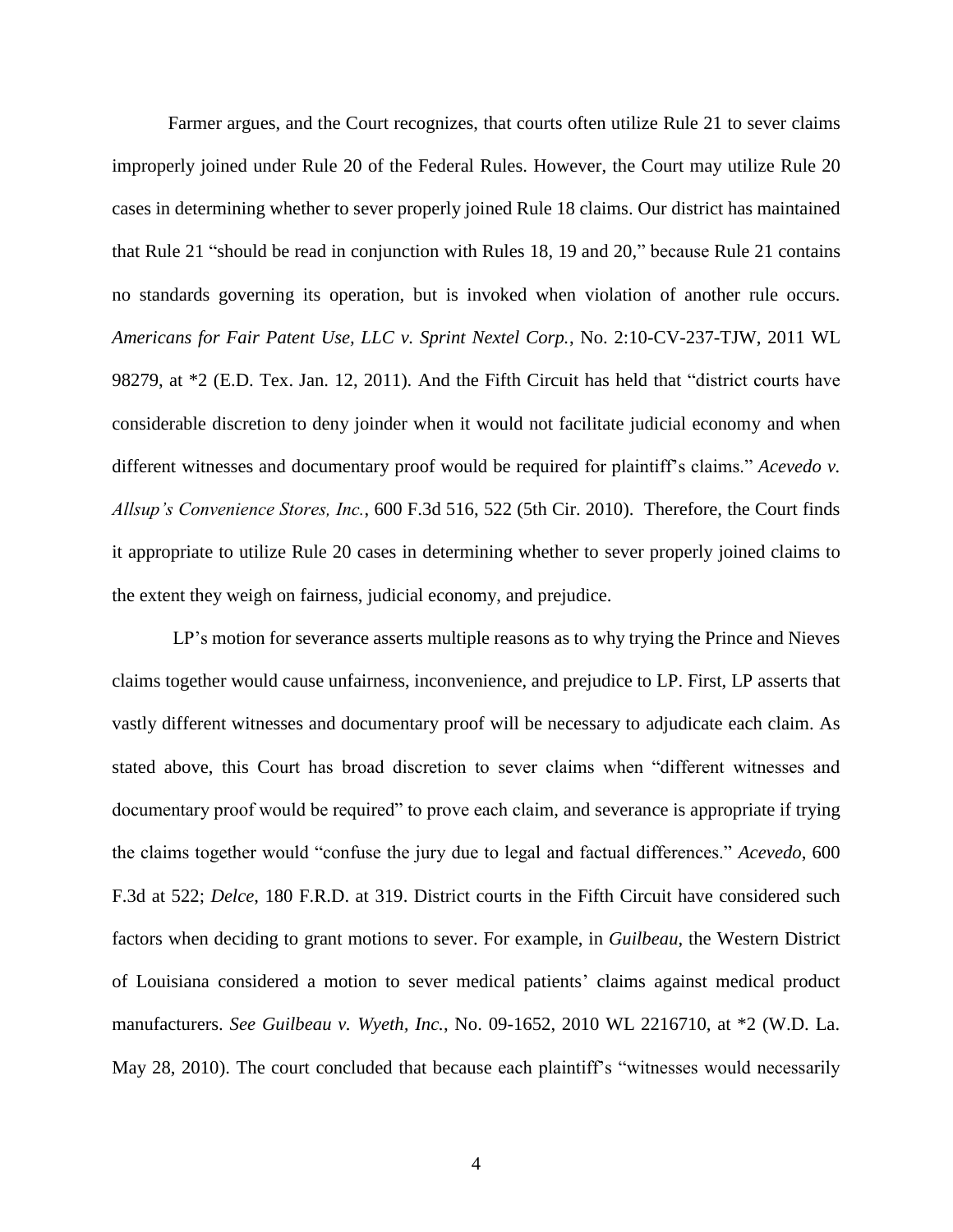Farmer argues, and the Court recognizes, that courts often utilize Rule 21 to sever claims improperly joined under Rule 20 of the Federal Rules. However, the Court may utilize Rule 20 cases in determining whether to sever properly joined Rule 18 claims. Our district has maintained that Rule 21 "should be read in conjunction with Rules 18, 19 and 20," because Rule 21 contains no standards governing its operation, but is invoked when violation of another rule occurs. *Americans for Fair Patent Use, LLC v. Sprint Nextel Corp.*, No. 2:10-CV-237-TJW, 2011 WL 98279, at *2 (E.D. Tex. Jan. 12, 2011). And the Fifth Circuit has held that "district courts have considerable discretion to deny joinder when it would not facilitate judicial economy and when different witnesses and documentary proof would be required for plaintiff's claims." *Acevedo v. Allsup's Convenience Stores, Inc.*, 600 F.3d 516, 522 (5th Cir. 2010). Therefore, the Court finds it appropriate to utilize Rule 20 cases in determining whether to sever properly joined claims to the extent they weigh on fairness, judicial economy, and prejudice.

LP's motion for severance asserts multiple reasons as to why trying the Prince and Nieves claims together would cause unfairness, inconvenience, and prejudice to LP. First, LP asserts that vastly different witnesses and documentary proof will be necessary to adjudicate each claim. As stated above, this Court has broad discretion to sever claims when "different witnesses and documentary proof would be required" to prove each claim, and severance is appropriate if trying the claims together would "confuse the jury due to legal and factual differences." *Acevedo*, 600 F.3d at 522; *Delce*, 180 F.R.D. at 319. District courts in the Fifth Circuit have considered such factors when deciding to grant motions to sever. For example, in *Guilbeau*, the Western District of Louisiana considered a motion to sever medical patients' claims against medical product manufacturers. *See Guilbeau v. Wyeth, Inc.*, No. 09-1652, 2010 WL 2216710, at *2 (W.D. La. May 28, 2010). The court concluded that because each plaintiff's "witnesses would necessarily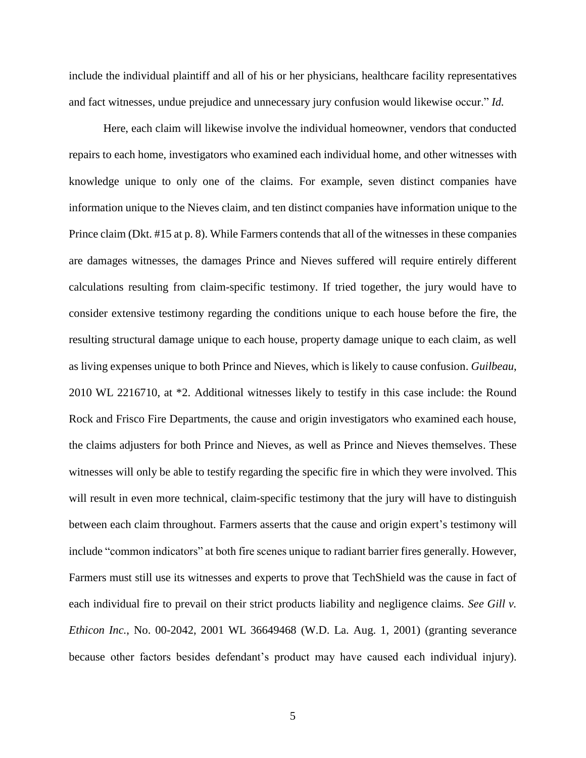include the individual plaintiff and all of his or her physicians, healthcare facility representatives and fact witnesses, undue prejudice and unnecessary jury confusion would likewise occur." *Id.*

Here, each claim will likewise involve the individual homeowner, vendors that conducted repairs to each home, investigators who examined each individual home, and other witnesses with knowledge unique to only one of the claims. For example, seven distinct companies have information unique to the Nieves claim, and ten distinct companies have information unique to the Prince claim (Dkt. #15 at p. 8). While Farmers contends that all of the witnesses in these companies are damages witnesses, the damages Prince and Nieves suffered will require entirely different calculations resulting from claim-specific testimony. If tried together, the jury would have to consider extensive testimony regarding the conditions unique to each house before the fire, the resulting structural damage unique to each house, property damage unique to each claim, as well as living expenses unique to both Prince and Nieves, which is likely to cause confusion. *Guilbeau*, 2010 WL 2216710, at *2. Additional witnesses likely to testify in this case include: the Round Rock and Frisco Fire Departments, the cause and origin investigators who examined each house, the claims adjusters for both Prince and Nieves, as well as Prince and Nieves themselves. These witnesses will only be able to testify regarding the specific fire in which they were involved. This will result in even more technical, claim-specific testimony that the jury will have to distinguish between each claim throughout. Farmers asserts that the cause and origin expert's testimony will include "common indicators" at both fire scenes unique to radiant barrier fires generally. However, Farmers must still use its witnesses and experts to prove that TechShield was the cause in fact of each individual fire to prevail on their strict products liability and negligence claims. *See Gill v. Ethicon Inc.*, No. 00-2042, 2001 WL 36649468 (W.D. La. Aug. 1, 2001) (granting severance because other factors besides defendant's product may have caused each individual injury).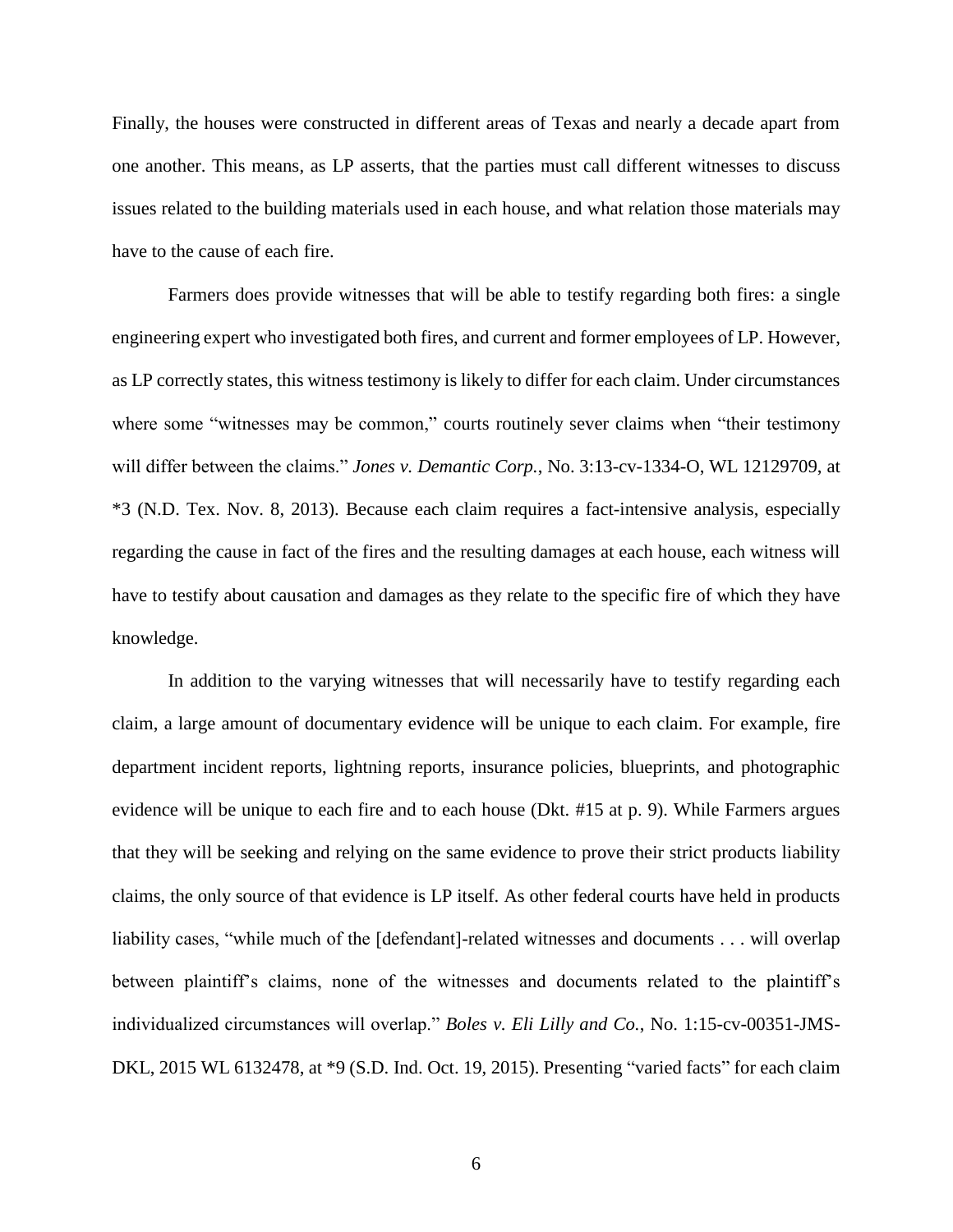Finally, the houses were constructed in different areas of Texas and nearly a decade apart from one another. This means, as LP asserts, that the parties must call different witnesses to discuss issues related to the building materials used in each house, and what relation those materials may have to the cause of each fire.

Farmers does provide witnesses that will be able to testify regarding both fires: a single engineering expert who investigated both fires, and current and former employees of LP. However, as LP correctly states, this witness testimony is likely to differ for each claim. Under circumstances where some "witnesses may be common," courts routinely sever claims when "their testimony will differ between the claims." *Jones v. Demantic Corp.*, No. 3:13-cv-1334-O, WL 12129709, at *3 (N.D. Tex. Nov. 8, 2013). Because each claim requires a fact-intensive analysis, especially regarding the cause in fact of the fires and the resulting damages at each house, each witness will have to testify about causation and damages as they relate to the specific fire of which they have knowledge.

In addition to the varying witnesses that will necessarily have to testify regarding each claim, a large amount of documentary evidence will be unique to each claim. For example, fire department incident reports, lightning reports, insurance policies, blueprints, and photographic evidence will be unique to each fire and to each house (Dkt. #15 at p. 9). While Farmers argues that they will be seeking and relying on the same evidence to prove their strict products liability claims, the only source of that evidence is LP itself. As other federal courts have held in products liability cases, "while much of the [defendant]-related witnesses and documents . . . will overlap between plaintiff's claims, none of the witnesses and documents related to the plaintiff's individualized circumstances will overlap." *Boles v. Eli Lilly and Co.*, No. 1:15-cv-00351-JMS-DKL, 2015 WL 6132478, at *9 (S.D. Ind. Oct. 19, 2015). Presenting "varied facts" for each claim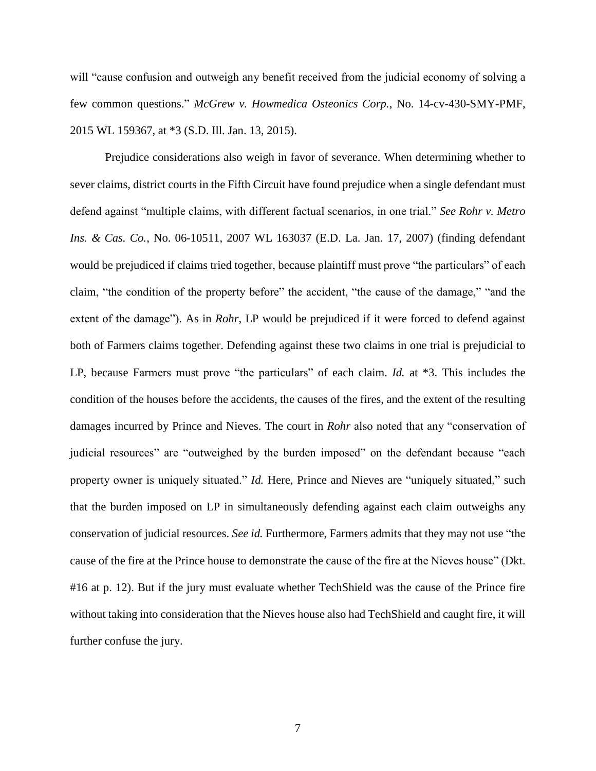will "cause confusion and outweigh any benefit received from the judicial economy of solving a few common questions." *McGrew v. Howmedica Osteonics Corp.*, No. 14-cv-430-SMY-PMF, 2015 WL 159367, at *3 (S.D. Ill. Jan. 13, 2015).

Prejudice considerations also weigh in favor of severance. When determining whether to sever claims, district courts in the Fifth Circuit have found prejudice when a single defendant must defend against "multiple claims, with different factual scenarios, in one trial." *See Rohr v. Metro Ins. & Cas. Co.*, No. 06-10511, 2007 WL 163037 (E.D. La. Jan. 17, 2007) (finding defendant would be prejudiced if claims tried together, because plaintiff must prove "the particulars" of each claim, "the condition of the property before" the accident, "the cause of the damage," "and the extent of the damage"). As in *Rohr*, LP would be prejudiced if it were forced to defend against both of Farmers claims together. Defending against these two claims in one trial is prejudicial to LP, because Farmers must prove "the particulars" of each claim. *Id.* at *3. This includes the condition of the houses before the accidents, the causes of the fires, and the extent of the resulting damages incurred by Prince and Nieves. The court in *Rohr* also noted that any "conservation of judicial resources" are "outweighed by the burden imposed" on the defendant because "each property owner is uniquely situated." *Id.* Here, Prince and Nieves are "uniquely situated," such that the burden imposed on LP in simultaneously defending against each claim outweighs any conservation of judicial resources. *See id.* Furthermore, Farmers admits that they may not use "the cause of the fire at the Prince house to demonstrate the cause of the fire at the Nieves house" (Dkt. #16 at p. 12). But if the jury must evaluate whether TechShield was the cause of the Prince fire without taking into consideration that the Nieves house also had TechShield and caught fire, it will further confuse the jury.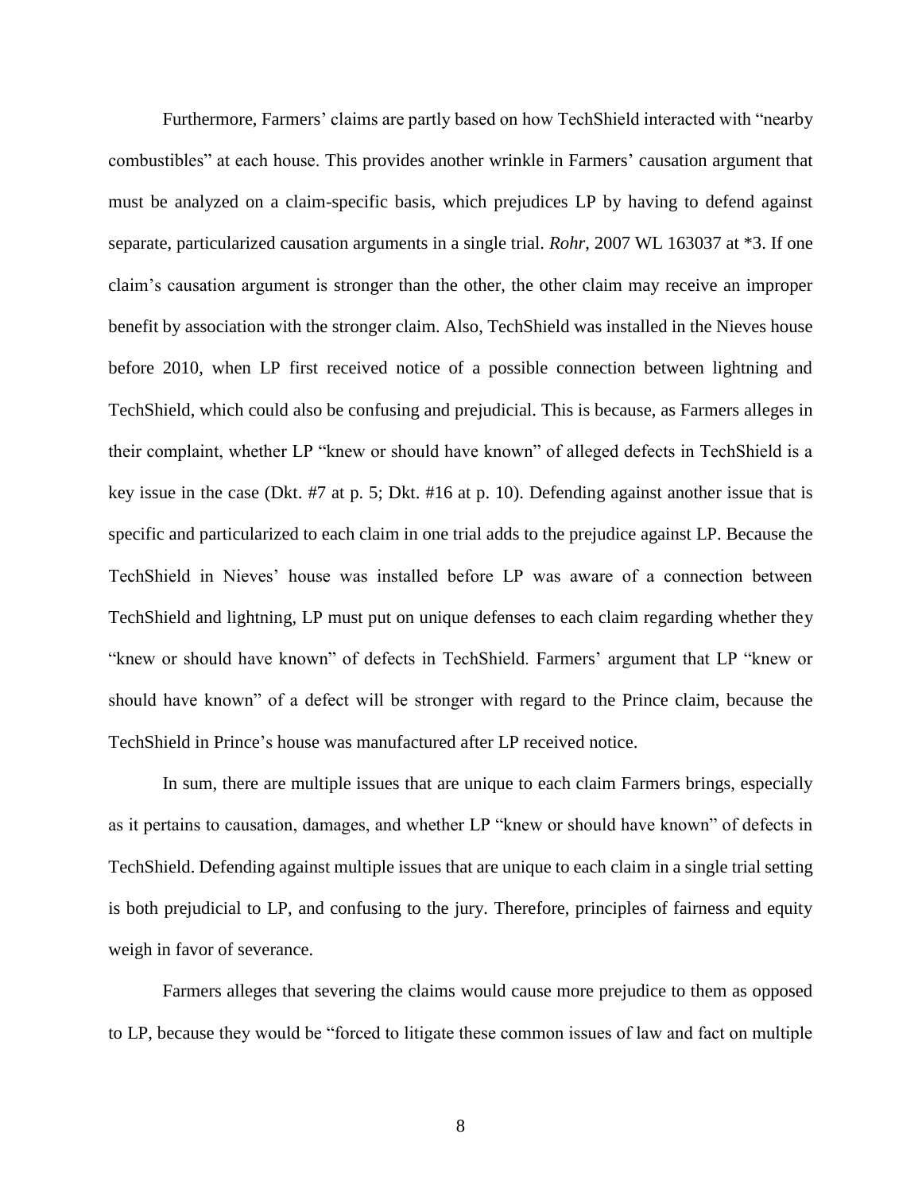Furthermore, Farmers' claims are partly based on how TechShield interacted with "nearby combustibles" at each house. This provides another wrinkle in Farmers' causation argument that must be analyzed on a claim-specific basis, which prejudices LP by having to defend against separate, particularized causation arguments in a single trial. *Rohr*, 2007 WL 163037 at *3. If one claim's causation argument is stronger than the other, the other claim may receive an improper benefit by association with the stronger claim. Also, TechShield was installed in the Nieves house before 2010, when LP first received notice of a possible connection between lightning and TechShield, which could also be confusing and prejudicial. This is because, as Farmers alleges in their complaint, whether LP "knew or should have known" of alleged defects in TechShield is a key issue in the case (Dkt. #7 at p. 5; Dkt. #16 at p. 10). Defending against another issue that is specific and particularized to each claim in one trial adds to the prejudice against LP. Because the TechShield in Nieves' house was installed before LP was aware of a connection between TechShield and lightning, LP must put on unique defenses to each claim regarding whether they "knew or should have known" of defects in TechShield. Farmers' argument that LP "knew or should have known" of a defect will be stronger with regard to the Prince claim, because the TechShield in Prince's house was manufactured after LP received notice.

In sum, there are multiple issues that are unique to each claim Farmers brings, especially as it pertains to causation, damages, and whether LP "knew or should have known" of defects in TechShield. Defending against multiple issues that are unique to each claim in a single trial setting is both prejudicial to LP, and confusing to the jury. Therefore, principles of fairness and equity weigh in favor of severance.

Farmers alleges that severing the claims would cause more prejudice to them as opposed to LP, because they would be "forced to litigate these common issues of law and fact on multiple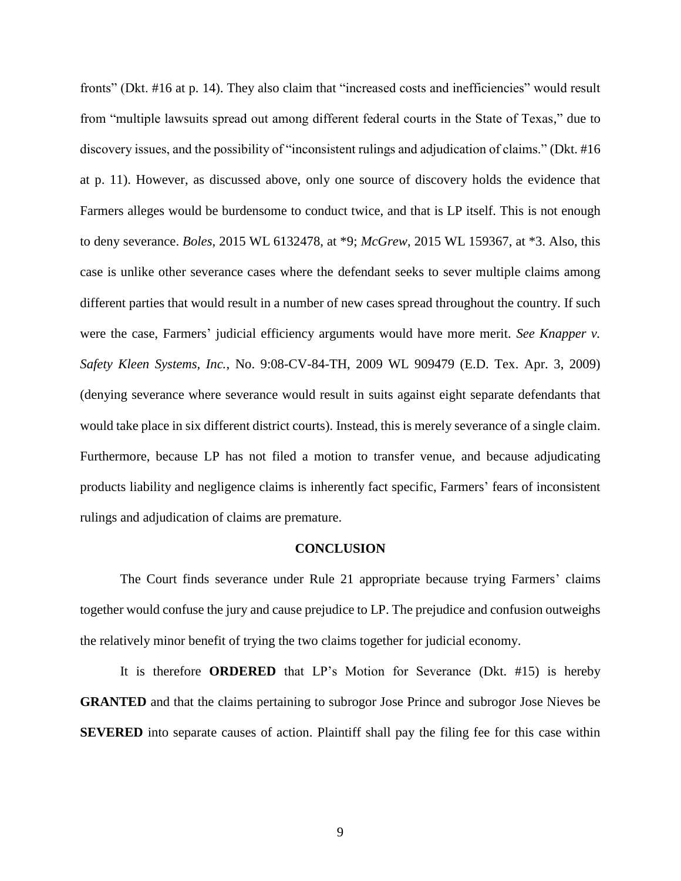fronts" (Dkt. #16 at p. 14). They also claim that "increased costs and inefficiencies" would result from "multiple lawsuits spread out among different federal courts in the State of Texas," due to discovery issues, and the possibility of "inconsistent rulings and adjudication of claims." (Dkt. #16 at p. 11). However, as discussed above, only one source of discovery holds the evidence that Farmers alleges would be burdensome to conduct twice, and that is LP itself. This is not enough to deny severance. *Boles*, 2015 WL 6132478, at *9; *McGrew*, 2015 WL 159367, at *3. Also, this case is unlike other severance cases where the defendant seeks to sever multiple claims among different parties that would result in a number of new cases spread throughout the country. If such were the case, Farmers' judicial efficiency arguments would have more merit. *See Knapper v. Safety Kleen Systems, Inc.*, No. 9:08-CV-84-TH, 2009 WL 909479 (E.D. Tex. Apr. 3, 2009) (denying severance where severance would result in suits against eight separate defendants that would take place in six different district courts). Instead, this is merely severance of a single claim. Furthermore, because LP has not filed a motion to transfer venue, and because adjudicating products liability and negligence claims is inherently fact specific, Farmers' fears of inconsistent rulings and adjudication of claims are premature.

## CONCLUSION

The Court finds severance under Rule 21 appropriate because trying Farmers' claims together would confuse the jury and cause prejudice to LP. The prejudice and confusion outweighs the relatively minor benefit of trying the two claims together for judicial economy.

It is therefore **ORDERED** that LP's Motion for Severance (Dkt. #15) is hereby **GRANTED** and that the claims pertaining to subrogor Jose Prince and subrogor Jose Nieves be **SEVERED** into separate causes of action. Plaintiff shall pay the filing fee for this case within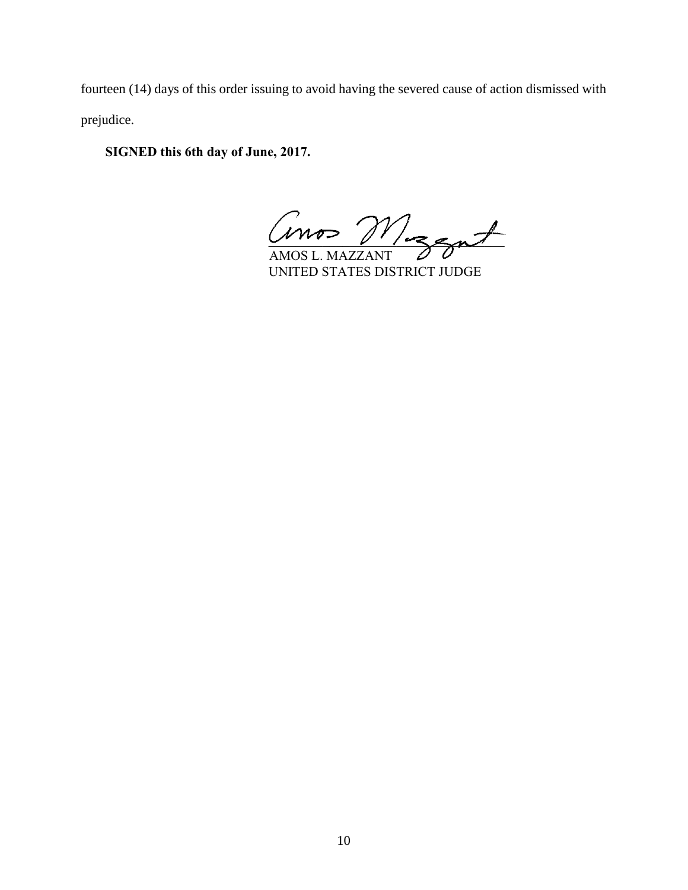fourteen (14) days of this order issuing to avoid having the severed cause of action dismissed with prejudice.

**SIGNED this 6th day of June, 2017.**

AMOS L. MAZZANT
UNITED STATES DISTRICT JUDGE